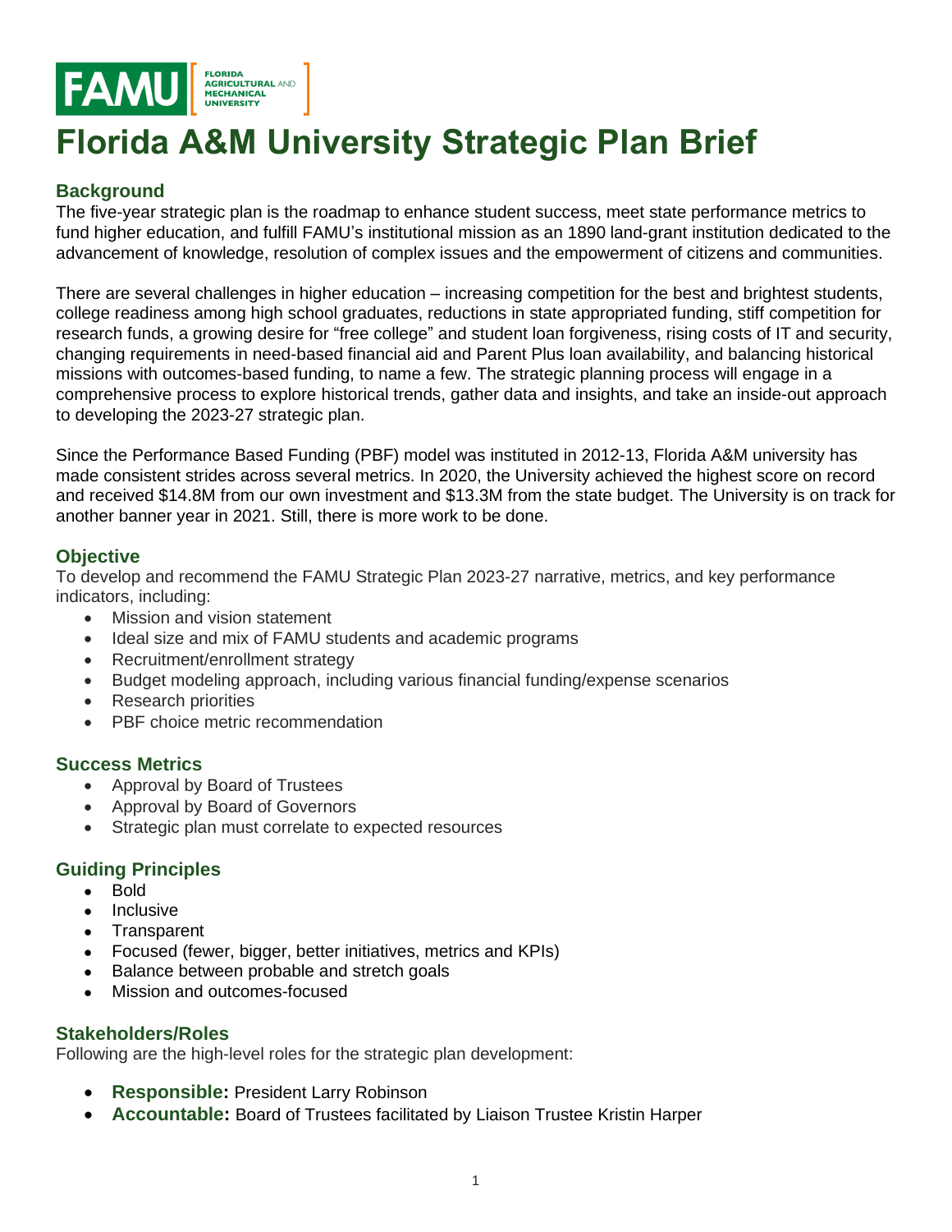FAMU FLORIDA AGRICULTURAL AND MECHANICAL UNIVERSITY

# Florida A&M University Strategic Plan Brief

## Background

The five-year strategic plan is the roadmap to enhance student success, meet state performance metrics to fund higher education, and fulfill FAMU's institutional mission as an 1890 land-grant institution dedicated to the advancement of knowledge, resolution of complex issues and the empowerment of citizens and communities.

There are several challenges in higher education – increasing competition for the best and brightest students, college readiness among high school graduates, reductions in state appropriated funding, stiff competition for research funds, a growing desire for "free college" and student loan forgiveness, rising costs of IT and security, changing requirements in need-based financial aid and Parent Plus loan availability, and balancing historical missions with outcomes-based funding, to name a few. The strategic planning process will engage in a comprehensive process to explore historical trends, gather data and insights, and take an inside-out approach to developing the 2023-27 strategic plan.

Since the Performance Based Funding (PBF) model was instituted in 2012-13, Florida A&M university has made consistent strides across several metrics. In 2020, the University achieved the highest score on record and received $14.8M from our own investment and $13.3M from the state budget. The University is on track for another banner year in 2021. Still, there is more work to be done.

## Objective

To develop and recommend the FAMU Strategic Plan 2023-27 narrative, metrics, and key performance indicators, including:

- Mission and vision statement
- Ideal size and mix of FAMU students and academic programs
- Recruitment/enrollment strategy
- Budget modeling approach, including various financial funding/expense scenarios
- Research priorities
- PBF choice metric recommendation

## Success Metrics

- Approval by Board of Trustees
- Approval by Board of Governors
- Strategic plan must correlate to expected resources

## Guiding Principles

- Bold
- Inclusive
- Transparent
- Focused (fewer, bigger, better initiatives, metrics and KPIs)
- Balance between probable and stretch goals
- Mission and outcomes-focused

## Stakeholders/Roles

Following are the high-level roles for the strategic plan development:

- **Responsible:** President Larry Robinson
- **Accountable:** Board of Trustees facilitated by Liaison Trustee Kristin Harper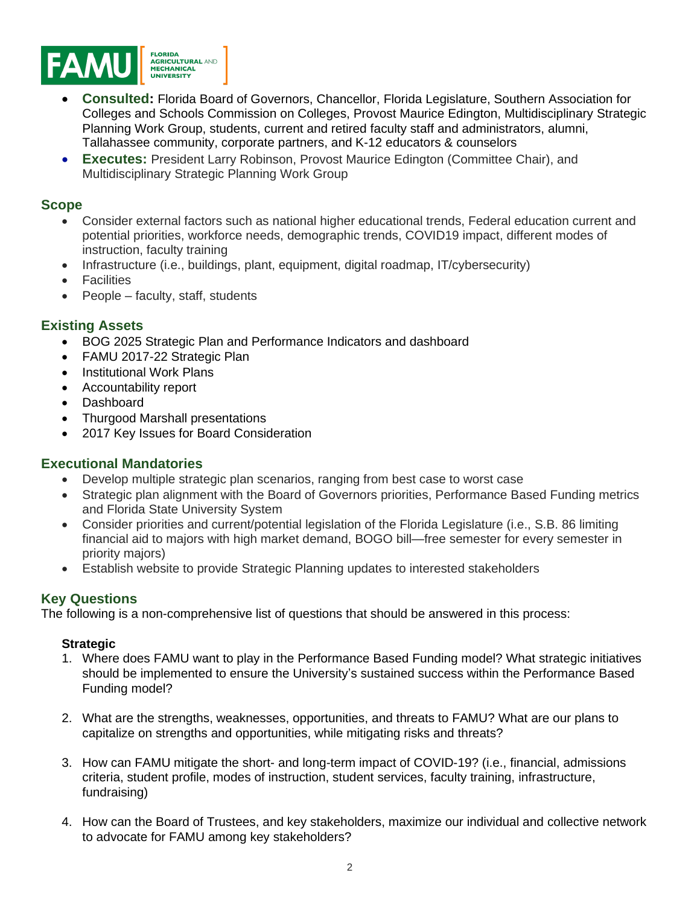- **Consulted:** Florida Board of Governors, Chancellor, Florida Legislature, Southern Association for Colleges and Schools Commission on Colleges, Provost Maurice Edington, Multidisciplinary Strategic Planning Work Group, students, current and retired faculty staff and administrators, alumni, Tallahassee community, corporate partners, and K-12 educators & counselors
- **Executes:** President Larry Robinson, Provost Maurice Edington (Committee Chair), and Multidisciplinary Strategic Planning Work Group

## Scope

- Consider external factors such as national higher educational trends, Federal education current and potential priorities, workforce needs, demographic trends, COVID19 impact, different modes of instruction, faculty training
- Infrastructure (i.e., buildings, plant, equipment, digital roadmap, IT/cybersecurity)
- Facilities
- People – faculty, staff, students

## Existing Assets

- BOG 2025 Strategic Plan and Performance Indicators and dashboard
- FAMU 2017-22 Strategic Plan
- Institutional Work Plans
- Accountability report
- Dashboard
- Thurgood Marshall presentations
- 2017 Key Issues for Board Consideration

## Executional Mandatories

- Develop multiple strategic plan scenarios, ranging from best case to worst case
- Strategic plan alignment with the Board of Governors priorities, Performance Based Funding metrics and Florida State University System
- Consider priorities and current/potential legislation of the Florida Legislature (i.e., S.B. 86 limiting financial aid to majors with high market demand, BOGO bill—free semester for every semester in priority majors)
- Establish website to provide Strategic Planning updates to interested stakeholders

## Key Questions

The following is a non-comprehensive list of questions that should be answered in this process:

### Strategic

1. Where does FAMU want to play in the Performance Based Funding model? What strategic initiatives should be implemented to ensure the University's sustained success within the Performance Based Funding model?

2. What are the strengths, weaknesses, opportunities, and threats to FAMU? What are our plans to capitalize on strengths and opportunities, while mitigating risks and threats?

3. How can FAMU mitigate the short- and long-term impact of COVID-19? (i.e., financial, admissions criteria, student profile, modes of instruction, student services, faculty training, infrastructure, fundraising)

4. How can the Board of Trustees, and key stakeholders, maximize our individual and collective network to advocate for FAMU among key stakeholders?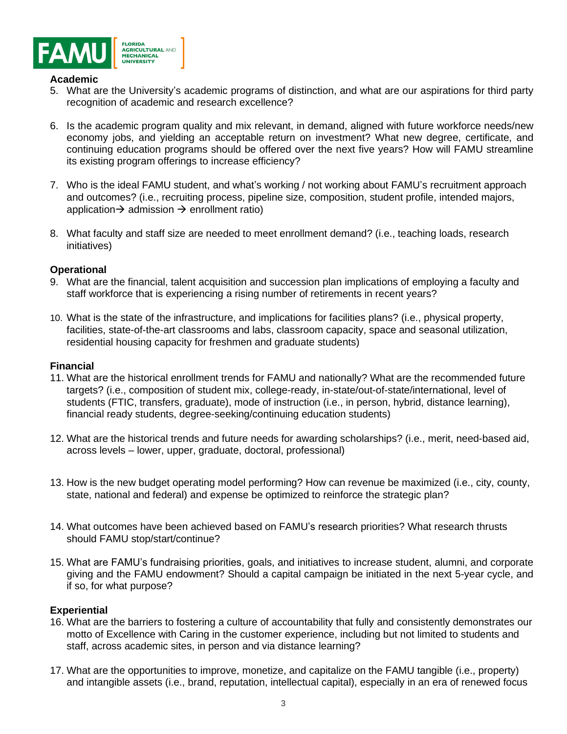**Academic**

5. What are the University's academic programs of distinction, and what are our aspirations for third party recognition of academic and research excellence?

6. Is the academic program quality and mix relevant, in demand, aligned with future workforce needs/new economy jobs, and yielding an acceptable return on investment? What new degree, certificate, and continuing education programs should be offered over the next five years? How will FAMU streamline its existing program offerings to increase efficiency?

7. Who is the ideal FAMU student, and what's working / not working about FAMU's recruitment approach and outcomes? (i.e., recruiting process, pipeline size, composition, student profile, intended majors, application→ admission → enrollment ratio)

8. What faculty and staff size are needed to meet enrollment demand? (i.e., teaching loads, research initiatives)

**Operational**

9. What are the financial, talent acquisition and succession plan implications of employing a faculty and staff workforce that is experiencing a rising number of retirements in recent years?

10. What is the state of the infrastructure, and implications for facilities plans? (i.e., physical property, facilities, state-of-the-art classrooms and labs, classroom capacity, space and seasonal utilization, residential housing capacity for freshmen and graduate students)

**Financial**

11. What are the historical enrollment trends for FAMU and nationally? What are the recommended future targets? (i.e., composition of student mix, college-ready, in-state/out-of-state/international, level of students (FTIC, transfers, graduate), mode of instruction (i.e., in person, hybrid, distance learning), financial ready students, degree-seeking/continuing education students)

12. What are the historical trends and future needs for awarding scholarships? (i.e., merit, need-based aid, across levels – lower, upper, graduate, doctoral, professional)

13. How is the new budget operating model performing? How can revenue be maximized (i.e., city, county, state, national and federal) and expense be optimized to reinforce the strategic plan?

14. What outcomes have been achieved based on FAMU's research priorities? What research thrusts should FAMU stop/start/continue?

15. What are FAMU's fundraising priorities, goals, and initiatives to increase student, alumni, and corporate giving and the FAMU endowment? Should a capital campaign be initiated in the next 5-year cycle, and if so, for what purpose?

**Experiential**

16. What are the barriers to fostering a culture of accountability that fully and consistently demonstrates our motto of Excellence with Caring in the customer experience, including but not limited to students and staff, across academic sites, in person and via distance learning?

17. What are the opportunities to improve, monetize, and capitalize on the FAMU tangible (i.e., property) and intangible assets (i.e., brand, reputation, intellectual capital), especially in an era of renewed focus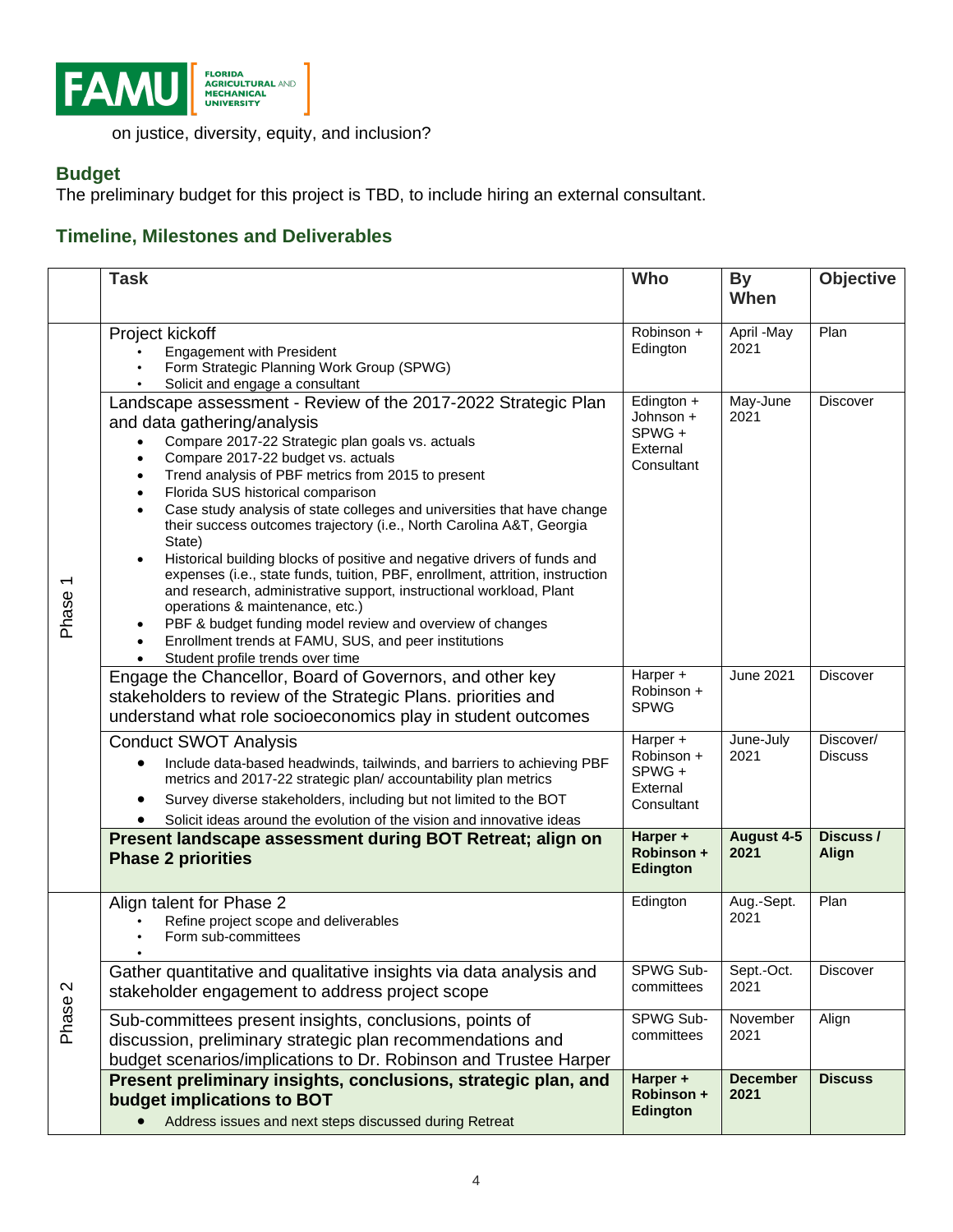on justice, diversity, equity, and inclusion?

## Budget

The preliminary budget for this project is TBD, to include hiring an external consultant.

## Timeline, Milestones and Deliverables

| | Task | Who | By When | Objective |
|---|---|---|---|---|
| Phase 1 | Project kickoff<br>• Engagement with President<br>• Form Strategic Planning Work Group (SPWG)<br>• Solicit and engage a consultant | Robinson + Edington | April -May 2021 | Plan |
| | Landscape assessment - Review of the 2017-2022 Strategic Plan and data gathering/analysis<br>• Compare 2017-22 Strategic plan goals vs. actuals<br>• Compare 2017-22 budget vs. actuals<br>• Trend analysis of PBF metrics from 2015 to present<br>• Florida SUS historical comparison<br>• Case study analysis of state colleges and universities that have change their success outcomes trajectory (i.e., North Carolina A&T, Georgia State)<br>• Historical building blocks of positive and negative drivers of funds and expenses (i.e., state funds, tuition, PBF, enrollment, attrition, instruction and research, administrative support, instructional workload, Plant operations & maintenance, etc.)<br>• PBF & budget funding model review and overview of changes<br>• Enrollment trends at FAMU, SUS, and peer institutions<br>• Student profile trends over time | Edington + Johnson + SPWG + External Consultant | May-June 2021 | Discover |
| | Engage the Chancellor, Board of Governors, and other key stakeholders to review of the Strategic Plans. priorities and understand what role socioeconomics play in student outcomes | Harper + Robinson + SPWG | June 2021 | Discover |
| | Conduct SWOT Analysis<br>• Include data-based headwinds, tailwinds, and barriers to achieving PBF metrics and 2017-22 strategic plan/ accountability plan metrics<br>• Survey diverse stakeholders, including but not limited to the BOT<br>• Solicit ideas around the evolution of the vision and innovative ideas | Harper + Robinson + SPWG + External Consultant | June-July 2021 | Discover/ Discuss |
| | **Present landscape assessment during BOT Retreat; align on Phase 2 priorities** | **Harper + Robinson + Edington** | **August 4-5 2021** | **Discuss / Align** |
| Phase 2 | Align talent for Phase 2<br>• Refine project scope and deliverables<br>• Form sub-committees<br>• | Edington | Aug.-Sept. 2021 | Plan |
| | Gather quantitative and qualitative insights via data analysis and stakeholder engagement to address project scope | SPWG Sub-committees | Sept.-Oct. 2021 | Discover |
| | Sub-committees present insights, conclusions, points of discussion, preliminary strategic plan recommendations and budget scenarios/implications to Dr. Robinson and Trustee Harper | SPWG Sub-committees | November 2021 | Align |
| | **Present preliminary insights, conclusions, strategic plan, and budget implications to BOT**<br>• Address issues and next steps discussed during Retreat | **Harper + Robinson + Edington** | **December 2021** | **Discuss** |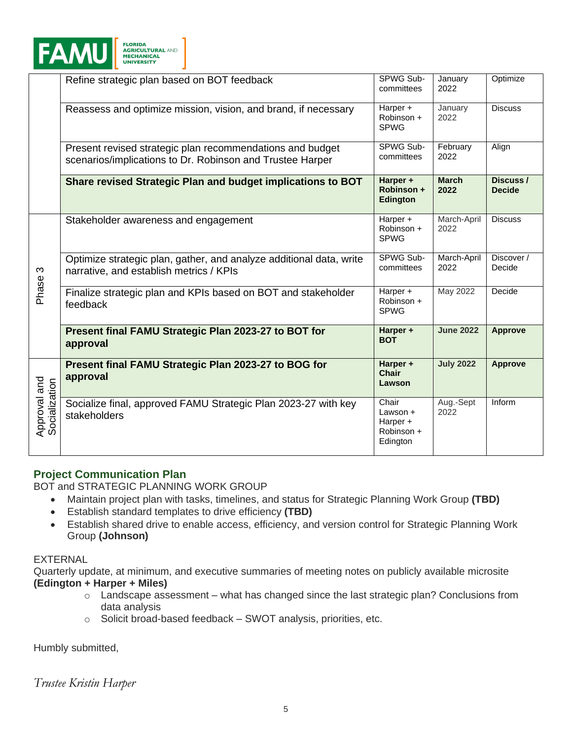| | | | | |
|---|---|---|---|---|
| | Refine strategic plan based on BOT feedback | SPWG Sub-committees | January 2022 | Optimize |
| | Reassess and optimize mission, vision, and brand, if necessary | Harper + Robinson + SPWG | January 2022 | Discuss |
| | Present revised strategic plan recommendations and budget scenarios/implications to Dr. Robinson and Trustee Harper | SPWG Sub-committees | February 2022 | Align |
| | **Share revised Strategic Plan and budget implications to BOT** | **Harper + Robinson + Edington** | **March 2022** | **Discuss / Decide** |
| Phase 3 | Stakeholder awareness and engagement | Harper + Robinson + SPWG | March-April 2022 | Discuss |
| | Optimize strategic plan, gather, and analyze additional data, write narrative, and establish metrics / KPIs | SPWG Sub-committees | March-April 2022 | Discover / Decide |
| | Finalize strategic plan and KPIs based on BOT and stakeholder feedback | Harper + Robinson + SPWG | May 2022 | Decide |
| | **Present final FAMU Strategic Plan 2023-27 to BOT for approval** | **Harper + BOT** | **June 2022** | **Approve** |
| Approval and Socialization | **Present final FAMU Strategic Plan 2023-27 to BOG for approval** | **Harper + Chair Lawson** | **July 2022** | **Approve** |
| | Socialize final, approved FAMU Strategic Plan 2023-27 with key stakeholders | Chair Lawson + Harper + Robinson + Edington | Aug.-Sept 2022 | Inform |

## Project Communication Plan

BOT and STRATEGIC PLANNING WORK GROUP

- Maintain project plan with tasks, timelines, and status for Strategic Planning Work Group **(TBD)**
- Establish standard templates to drive efficiency **(TBD)**
- Establish shared drive to enable access, efficiency, and version control for Strategic Planning Work Group **(Johnson)**

EXTERNAL

Quarterly update, at minimum, and executive summaries of meeting notes on publicly available microsite **(Edington + Harper + Miles)**

- Landscape assessment – what has changed since the last strategic plan? Conclusions from data analysis
- Solicit broad-based feedback – SWOT analysis, priorities, etc.

Humbly submitted,

*Trustee Kristin Harper*